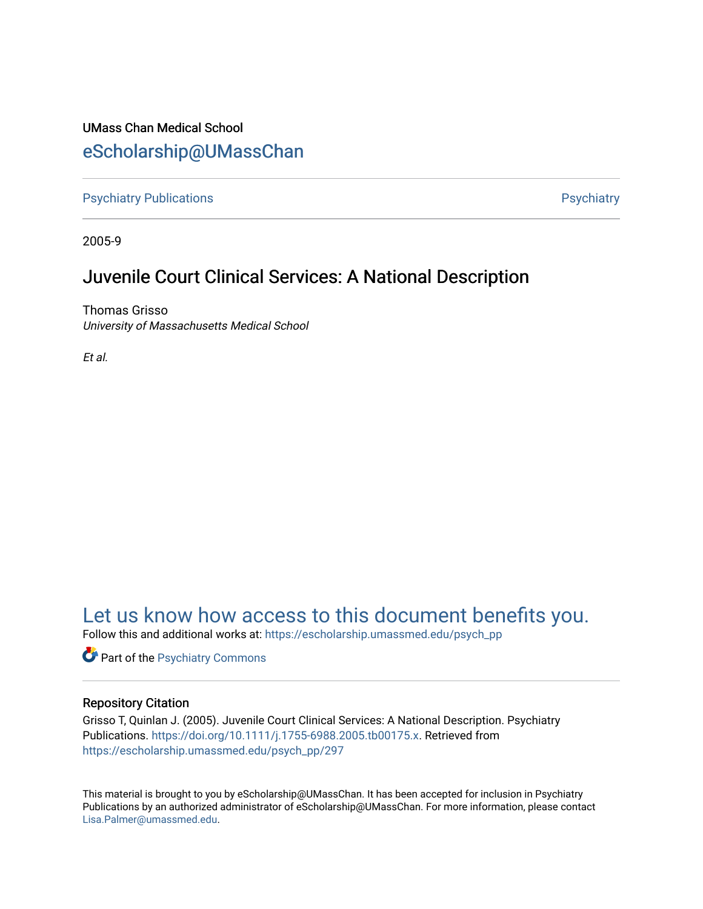UMass Chan Medical School

eScholarship@UMassChan

Psychiatry Publications | Psychiatry

2005-9

# Juvenile Court Clinical Services: A National Description

Thomas Grisso
*University of Massachusetts Medical School*

*Et al.*

## Let us know how access to this document benefits you.

Follow this and additional works at: https://escholarship.umassmed.edu/psych_pp

Part of the Psychiatry Commons

### Repository Citation

Grisso T, Quinlan J. (2005). Juvenile Court Clinical Services: A National Description. Psychiatry Publications. https://doi.org/10.1111/j.1755-6988.2005.tb00175.x. Retrieved from https://escholarship.umassmed.edu/psych_pp/297

This material is brought to you by eScholarship@UMassChan. It has been accepted for inclusion in Psychiatry Publications by an authorized administrator of eScholarship@UMassChan. For more information, please contact Lisa.Palmer@umassmed.edu.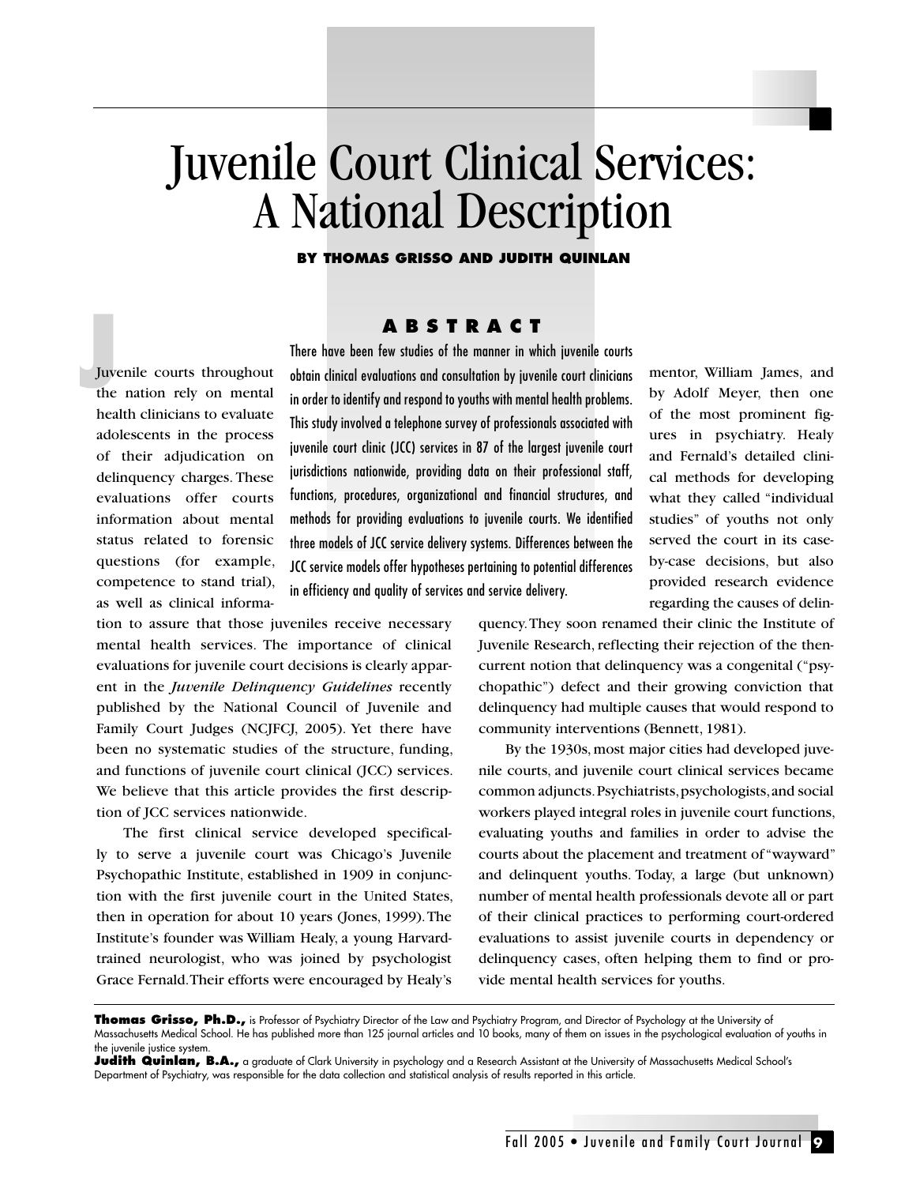# Juvenile Court Clinical Services: A National Description

**BY THOMAS GRISSO AND JUDITH QUINLAN**

## ABSTRACT

There have been few studies of the manner in which juvenile courts obtain clinical evaluations and consultation by juvenile court clinicians in order to identify and respond to youths with mental health problems. This study involved a telephone survey of professionals associated with juvenile court clinic (JCC) services in 87 of the largest juvenile court jurisdictions nationwide, providing data on their professional staff, functions, procedures, organizational and financial structures, and methods for providing evaluations to juvenile courts. We identified three models of JCC service delivery systems. Differences between the JCC service models offer hypotheses pertaining to potential differences in efficiency and quality of services and service delivery.

Juvenile courts throughout the nation rely on mental health clinicians to evaluate adolescents in the process of their adjudication on delinquency charges. These evaluations offer courts information about mental status related to forensic questions (for example, competence to stand trial), as well as clinical information to assure that those juveniles receive necessary mental health services. The importance of clinical evaluations for juvenile court decisions is clearly apparent in the *Juvenile Delinquency Guidelines* recently published by the National Council of Juvenile and Family Court Judges (NCJFCJ, 2005). Yet there have been no systematic studies of the structure, funding, and functions of juvenile court clinical (JCC) services. We believe that this article provides the first description of JCC services nationwide.

The first clinical service developed specifically to serve a juvenile court was Chicago's Juvenile Psychopathic Institute, established in 1909 in conjunction with the first juvenile court in the United States, then in operation for about 10 years (Jones, 1999). The Institute's founder was William Healy, a young Harvard-trained neurologist, who was joined by psychologist Grace Fernald. Their efforts were encouraged by Healy's mentor, William James, and by Adolf Meyer, then one of the most prominent figures in psychiatry. Healy and Fernald's detailed clinical methods for developing what they called "individual studies" of youths not only served the court in its case-by-case decisions, but also provided research evidence regarding the causes of delinquency. They soon renamed their clinic the Institute of Juvenile Research, reflecting their rejection of the then-current notion that delinquency was a congenital ("psychopathic") defect and their growing conviction that delinquency had multiple causes that would respond to community interventions (Bennett, 1981).

By the 1930s, most major cities had developed juvenile courts, and juvenile court clinical services became common adjuncts. Psychiatrists, psychologists, and social workers played integral roles in juvenile court functions, evaluating youths and families in order to advise the courts about the placement and treatment of "wayward" and delinquent youths. Today, a large (but unknown) number of mental health professionals devote all or part of their clinical practices to performing court-ordered evaluations to assist juvenile courts in dependency or delinquency cases, often helping them to find or provide mental health services for youths.

---

**Thomas Grisso, Ph.D.,** is Professor of Psychiatry Director of the Law and Psychiatry Program, and Director of Psychology at the University of Massachusetts Medical School. He has published more than 125 journal articles and 10 books, many of them on issues in the psychological evaluation of youths in the juvenile justice system.

**Judith Quinlan, B.A.,** a graduate of Clark University in psychology and a Research Assistant at the University of Massachusetts Medical School's Department of Psychiatry, was responsible for the data collection and statistical analysis of results reported in this article.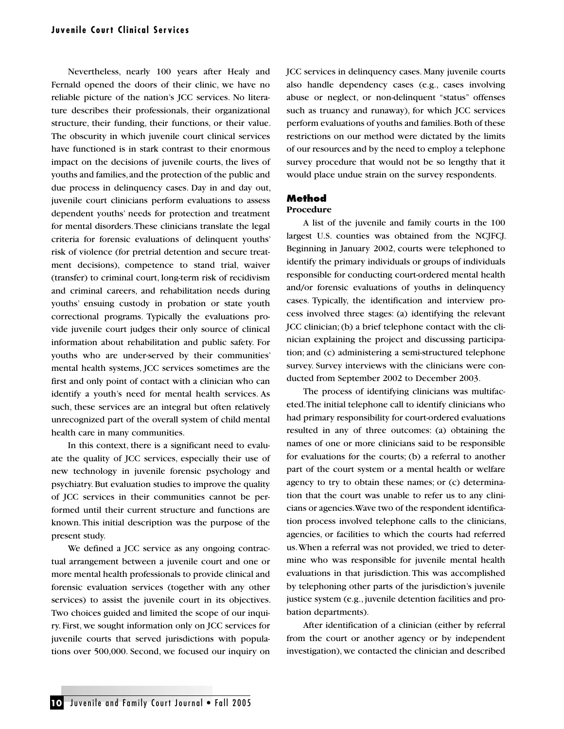Nevertheless, nearly 100 years after Healy and Fernald opened the doors of their clinic, we have no reliable picture of the nation's JCC services. No literature describes their professionals, their organizational structure, their funding, their functions, or their value. The obscurity in which juvenile court clinical services have functioned is in stark contrast to their enormous impact on the decisions of juvenile courts, the lives of youths and families, and the protection of the public and due process in delinquency cases. Day in and day out, juvenile court clinicians perform evaluations to assess dependent youths' needs for protection and treatment for mental disorders. These clinicians translate the legal criteria for forensic evaluations of delinquent youths' risk of violence (for pretrial detention and secure treatment decisions), competence to stand trial, waiver (transfer) to criminal court, long-term risk of recidivism and criminal careers, and rehabilitation needs during youths' ensuing custody in probation or state youth correctional programs. Typically the evaluations provide juvenile court judges their only source of clinical information about rehabilitation and public safety. For youths who are under-served by their communities' mental health systems, JCC services sometimes are the first and only point of contact with a clinician who can identify a youth's need for mental health services. As such, these services are an integral but often relatively unrecognized part of the overall system of child mental health care in many communities.

In this context, there is a significant need to evaluate the quality of JCC services, especially their use of new technology in juvenile forensic psychology and psychiatry. But evaluation studies to improve the quality of JCC services in their communities cannot be performed until their current structure and functions are known. This initial description was the purpose of the present study.

We defined a JCC service as any ongoing contractual arrangement between a juvenile court and one or more mental health professionals to provide clinical and forensic evaluation services (together with any other services) to assist the juvenile court in its objectives. Two choices guided and limited the scope of our inquiry. First, we sought information only on JCC services for juvenile courts that served jurisdictions with populations over 500,000. Second, we focused our inquiry on JCC services in delinquency cases. Many juvenile courts also handle dependency cases (e.g., cases involving abuse or neglect, or non-delinquent "status" offenses such as truancy and runaway), for which JCC services perform evaluations of youths and families. Both of these restrictions on our method were dictated by the limits of our resources and by the need to employ a telephone survey procedure that would not be so lengthy that it would place undue strain on the survey respondents.

## Method

### Procedure

A list of the juvenile and family courts in the 100 largest U.S. counties was obtained from the NCJFCJ. Beginning in January 2002, courts were telephoned to identify the primary individuals or groups of individuals responsible for conducting court-ordered mental health and/or forensic evaluations of youths in delinquency cases. Typically, the identification and interview process involved three stages: (a) identifying the relevant JCC clinician; (b) a brief telephone contact with the clinician explaining the project and discussing participation; and (c) administering a semi-structured telephone survey. Survey interviews with the clinicians were conducted from September 2002 to December 2003.

The process of identifying clinicians was multifaceted. The initial telephone call to identify clinicians who had primary responsibility for court-ordered evaluations resulted in any of three outcomes: (a) obtaining the names of one or more clinicians said to be responsible for evaluations for the courts; (b) a referral to another part of the court system or a mental health or welfare agency to try to obtain these names; or (c) determination that the court was unable to refer us to any clinicians or agencies. Wave two of the respondent identification process involved telephone calls to the clinicians, agencies, or facilities to which the courts had referred us. When a referral was not provided, we tried to determine who was responsible for juvenile mental health evaluations in that jurisdiction. This was accomplished by telephoning other parts of the jurisdiction's juvenile justice system (e.g., juvenile detention facilities and probation departments).

After identification of a clinician (either by referral from the court or another agency or by independent investigation), we contacted the clinician and described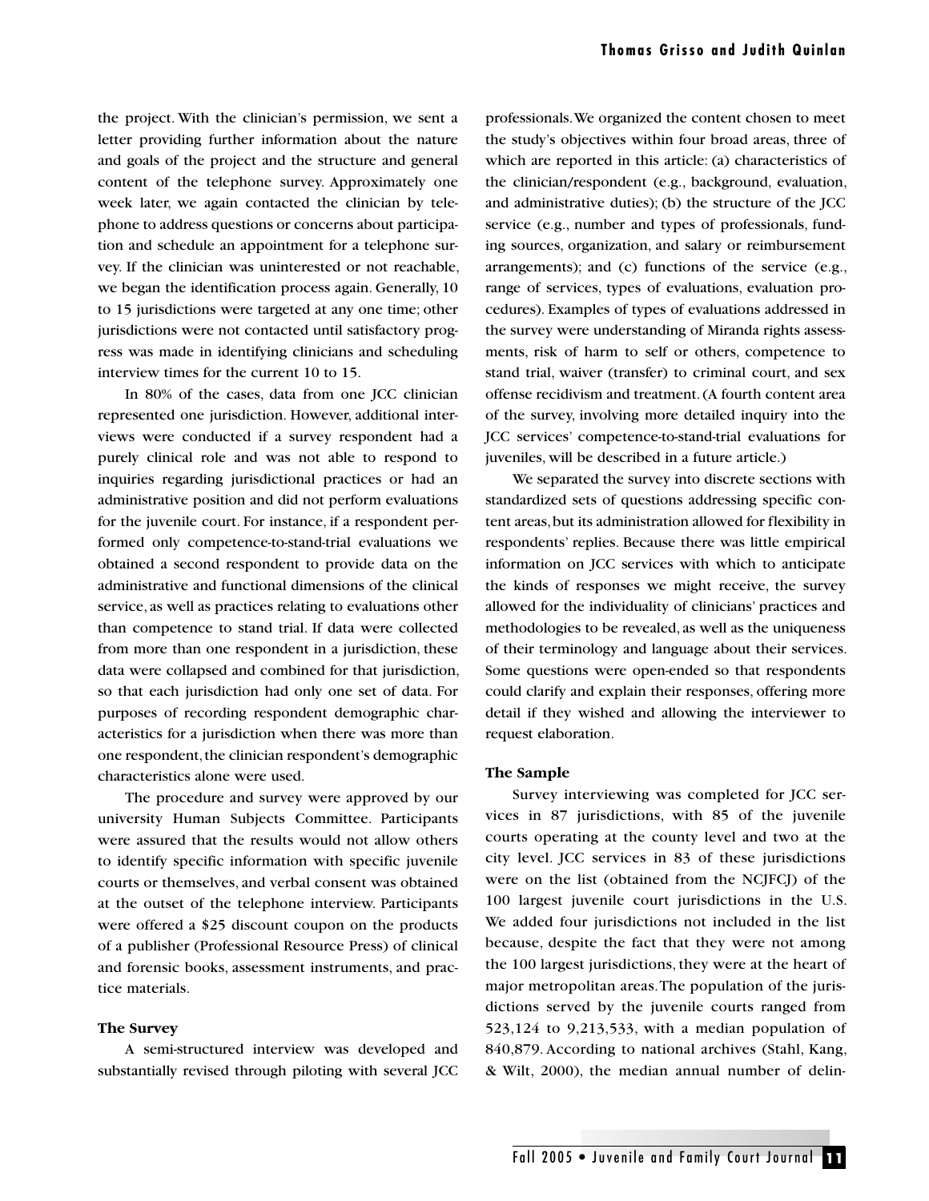the project. With the clinician's permission, we sent a letter providing further information about the nature and goals of the project and the structure and general content of the telephone survey. Approximately one week later, we again contacted the clinician by telephone to address questions or concerns about participation and schedule an appointment for a telephone survey. If the clinician was uninterested or not reachable, we began the identification process again. Generally, 10 to 15 jurisdictions were targeted at any one time; other jurisdictions were not contacted until satisfactory progress was made in identifying clinicians and scheduling interview times for the current 10 to 15.

In 80% of the cases, data from one JCC clinician represented one jurisdiction. However, additional interviews were conducted if a survey respondent had a purely clinical role and was not able to respond to inquiries regarding jurisdictional practices or had an administrative position and did not perform evaluations for the juvenile court. For instance, if a respondent performed only competence-to-stand-trial evaluations we obtained a second respondent to provide data on the administrative and functional dimensions of the clinical service, as well as practices relating to evaluations other than competence to stand trial. If data were collected from more than one respondent in a jurisdiction, these data were collapsed and combined for that jurisdiction, so that each jurisdiction had only one set of data. For purposes of recording respondent demographic characteristics for a jurisdiction when there was more than one respondent, the clinician respondent's demographic characteristics alone were used.

The procedure and survey were approved by our university Human Subjects Committee. Participants were assured that the results would not allow others to identify specific information with specific juvenile courts or themselves, and verbal consent was obtained at the outset of the telephone interview. Participants were offered a $25 discount coupon on the products of a publisher (Professional Resource Press) of clinical and forensic books, assessment instruments, and practice materials.

### The Survey

A semi-structured interview was developed and substantially revised through piloting with several JCC professionals. We organized the content chosen to meet the study's objectives within four broad areas, three of which are reported in this article: (a) characteristics of the clinician/respondent (e.g., background, evaluation, and administrative duties); (b) the structure of the JCC service (e.g., number and types of professionals, funding sources, organization, and salary or reimbursement arrangements); and (c) functions of the service (e.g., range of services, types of evaluations, evaluation procedures). Examples of types of evaluations addressed in the survey were understanding of Miranda rights assessments, risk of harm to self or others, competence to stand trial, waiver (transfer) to criminal court, and sex offense recidivism and treatment. (A fourth content area of the survey, involving more detailed inquiry into the JCC services' competence-to-stand-trial evaluations for juveniles, will be described in a future article.)

We separated the survey into discrete sections with standardized sets of questions addressing specific content areas, but its administration allowed for flexibility in respondents' replies. Because there was little empirical information on JCC services with which to anticipate the kinds of responses we might receive, the survey allowed for the individuality of clinicians' practices and methodologies to be revealed, as well as the uniqueness of their terminology and language about their services. Some questions were open-ended so that respondents could clarify and explain their responses, offering more detail if they wished and allowing the interviewer to request elaboration.

### The Sample

Survey interviewing was completed for JCC services in 87 jurisdictions, with 85 of the juvenile courts operating at the county level and two at the city level. JCC services in 83 of these jurisdictions were on the list (obtained from the NCJFCJ) of the 100 largest juvenile court jurisdictions in the U.S. We added four jurisdictions not included in the list because, despite the fact that they were not among the 100 largest jurisdictions, they were at the heart of major metropolitan areas. The population of the jurisdictions served by the juvenile courts ranged from 523,124 to 9,213,533, with a median population of 840,879. According to national archives (Stahl, Kang, & Wilt, 2000), the median annual number of delin-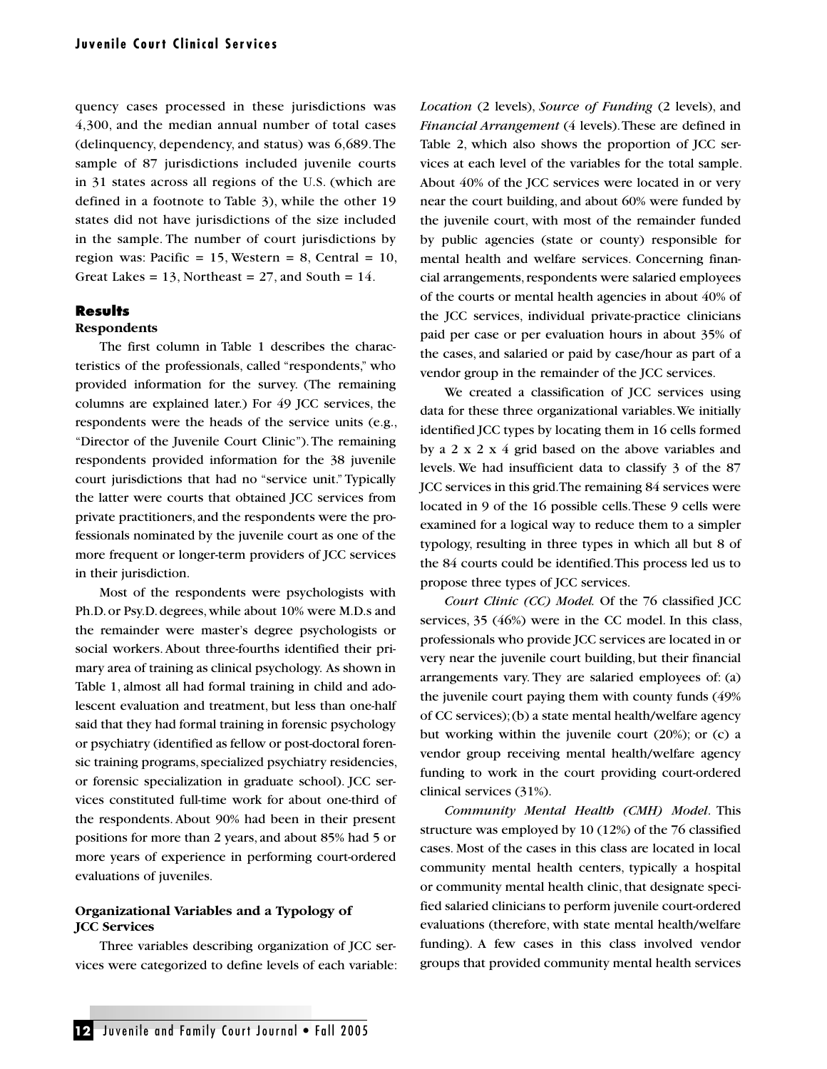quency cases processed in these jurisdictions was 4,300, and the median annual number of total cases (delinquency, dependency, and status) was 6,689. The sample of 87 jurisdictions included juvenile courts in 31 states across all regions of the U.S. (which are defined in a footnote to Table 3), while the other 19 states did not have jurisdictions of the size included in the sample. The number of court jurisdictions by region was: Pacific = 15, Western = 8, Central = 10, Great Lakes = 13, Northeast = 27, and South = 14.

## Results

### Respondents

The first column in Table 1 describes the characteristics of the professionals, called "respondents," who provided information for the survey. (The remaining columns are explained later.) For 49 JCC services, the respondents were the heads of the service units (e.g., "Director of the Juvenile Court Clinic"). The remaining respondents provided information for the 38 juvenile court jurisdictions that had no "service unit." Typically the latter were courts that obtained JCC services from private practitioners, and the respondents were the professionals nominated by the juvenile court as one of the more frequent or longer-term providers of JCC services in their jurisdiction.

Most of the respondents were psychologists with Ph.D. or Psy.D. degrees, while about 10% were M.D.s and the remainder were master's degree psychologists or social workers. About three-fourths identified their primary area of training as clinical psychology. As shown in Table 1, almost all had formal training in child and adolescent evaluation and treatment, but less than one-half said that they had formal training in forensic psychology or psychiatry (identified as fellow or post-doctoral forensic training programs, specialized psychiatry residencies, or forensic specialization in graduate school). JCC services constituted full-time work for about one-third of the respondents. About 90% had been in their present positions for more than 2 years, and about 85% had 5 or more years of experience in performing court-ordered evaluations of juveniles.

### Organizational Variables and a Typology of JCC Services

Three variables describing organization of JCC services were categorized to define levels of each variable: *Location* (2 levels), *Source of Funding* (2 levels), and *Financial Arrangement* (4 levels). These are defined in Table 2, which also shows the proportion of JCC services at each level of the variables for the total sample. About 40% of the JCC services were located in or very near the court building, and about 60% were funded by the juvenile court, with most of the remainder funded by public agencies (state or county) responsible for mental health and welfare services. Concerning financial arrangements, respondents were salaried employees of the courts or mental health agencies in about 40% of the JCC services, individual private-practice clinicians paid per case or per evaluation hours in about 35% of the cases, and salaried or paid by case/hour as part of a vendor group in the remainder of the JCC services.

We created a classification of JCC services using data for these three organizational variables. We initially identified JCC types by locating them in 16 cells formed by a 2 x 2 x 4 grid based on the above variables and levels. We had insufficient data to classify 3 of the 87 JCC services in this grid. The remaining 84 services were located in 9 of the 16 possible cells. These 9 cells were examined for a logical way to reduce them to a simpler typology, resulting in three types in which all but 8 of the 84 courts could be identified. This process led us to propose three types of JCC services.

*Court Clinic (CC) Model.* Of the 76 classified JCC services, 35 (46%) were in the CC model. In this class, professionals who provide JCC services are located in or very near the juvenile court building, but their financial arrangements vary. They are salaried employees of: (a) the juvenile court paying them with county funds (49% of CC services); (b) a state mental health/welfare agency but working within the juvenile court (20%); or (c) a vendor group receiving mental health/welfare agency funding to work in the court providing court-ordered clinical services (31%).

*Community Mental Health (CMH) Model*. This structure was employed by 10 (12%) of the 76 classified cases. Most of the cases in this class are located in local community mental health centers, typically a hospital or community mental health clinic, that designate specified salaried clinicians to perform juvenile court-ordered evaluations (therefore, with state mental health/welfare funding). A few cases in this class involved vendor groups that provided community mental health services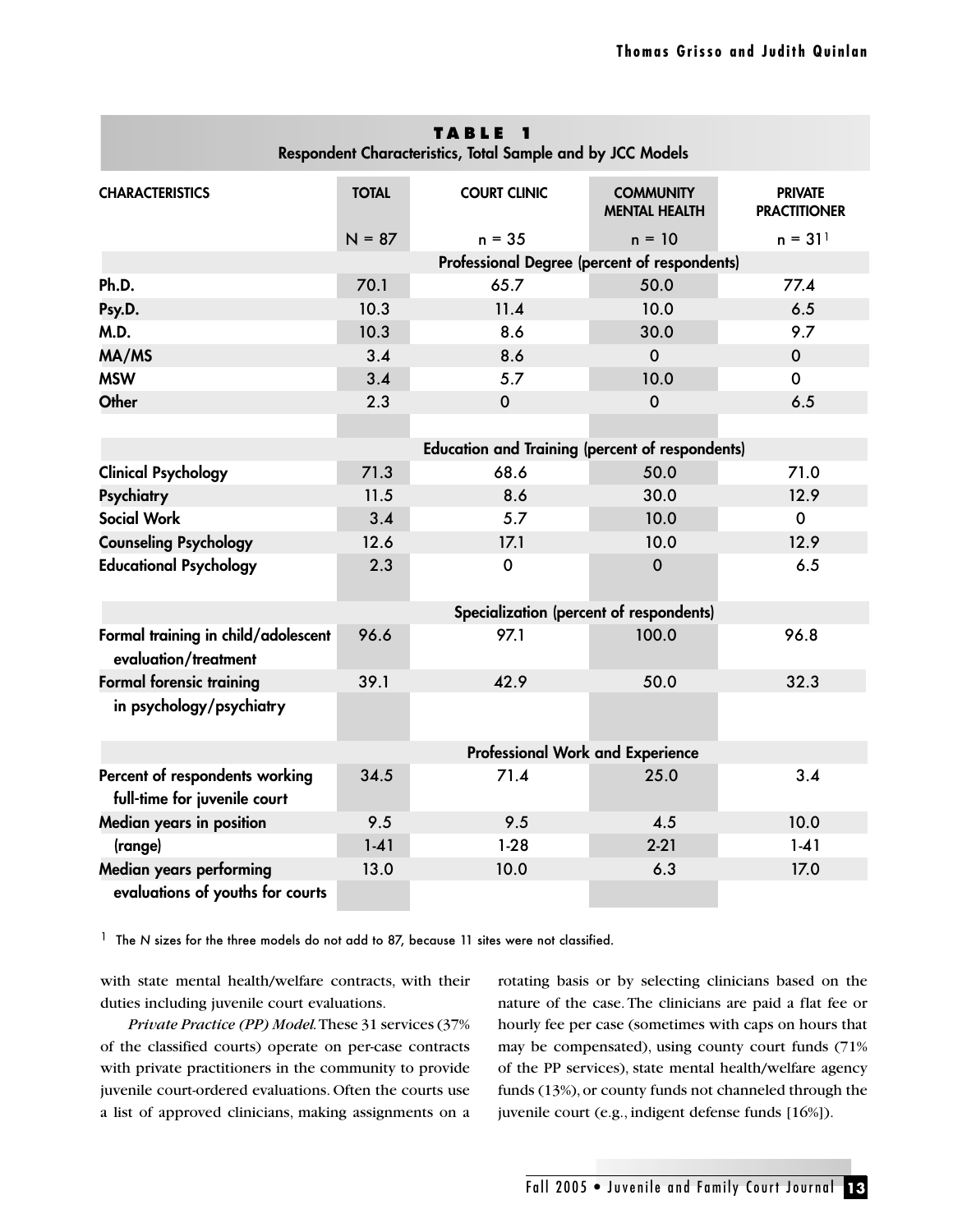**TABLE 1**
**Respondent Characteristics, Total Sample and by JCC Models**

| CHARACTERISTICS | TOTAL | COURT CLINIC | COMMUNITY MENTAL HEALTH | PRIVATE PRACTITIONER |
|---|---|---|---|---|
| | N = 87 | n = 35 | n = 10 | n = 31[1] |
| | | **Professional Degree (percent of respondents)** | | |
| **Ph.D.** | 70.1 | 65.7 | 50.0 | 77.4 |
| **Psy.D.** | 10.3 | 11.4 | 10.0 | 6.5 |
| **M.D.** | 10.3 | 8.6 | 30.0 | 9.7 |
| **MA/MS** | 3.4 | 8.6 | 0 | 0 |
| **MSW** | 3.4 | 5.7 | 10.0 | 0 |
| **Other** | 2.3 | 0 | 0 | 6.5 |
| | | **Education and Training (percent of respondents)** | | |
| **Clinical Psychology** | 71.3 | 68.6 | 50.0 | 71.0 |
| **Psychiatry** | 11.5 | 8.6 | 30.0 | 12.9 |
| **Social Work** | 3.4 | 5.7 | 10.0 | 0 |
| **Counseling Psychology** | 12.6 | 17.1 | 10.0 | 12.9 |
| **Educational Psychology** | 2.3 | 0 | 0 | 6.5 |
| | | **Specialization (percent of respondents)** | | |
| **Formal training in child/adolescent evaluation/treatment** | 96.6 | 97.1 | 100.0 | 96.8 |
| **Formal forensic training in psychology/psychiatry** | 39.1 | 42.9 | 50.0 | 32.3 |
| | | **Professional Work and Experience** | | |
| **Percent of respondents working full-time for juvenile court** | 34.5 | 71.4 | 25.0 | 3.4 |
| **Median years in position** | 9.5 | 9.5 | 4.5 | 10.0 |
| **(range)** | 1-41 | 1-28 | 2-21 | 1-41 |
| **Median years performing evaluations of youths for courts** | 13.0 | 10.0 | 6.3 | 17.0 |

[1] The *N* sizes for the three models do not add to 87, because 11 sites were not classified.

with state mental health/welfare contracts, with their duties including juvenile court evaluations.

*Private Practice (PP) Model.* These 31 services (37% of the classified courts) operate on per-case contracts with private practitioners in the community to provide juvenile court-ordered evaluations. Often the courts use a list of approved clinicians, making assignments on a rotating basis or by selecting clinicians based on the nature of the case. The clinicians are paid a flat fee or hourly fee per case (sometimes with caps on hours that may be compensated), using county court funds (71% of the PP services), state mental health/welfare agency funds (13%), or county funds not channeled through the juvenile court (e.g., indigent defense funds [16%]).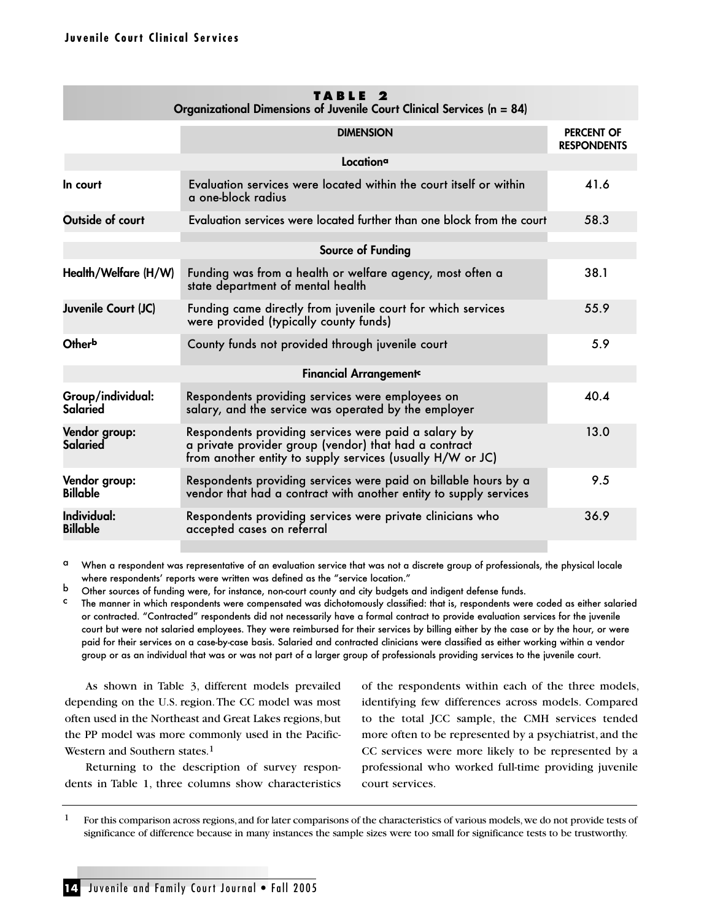**TABLE 2**
**Organizational Dimensions of Juvenile Court Clinical Services (n = 84)**

| | DIMENSION | PERCENT OF RESPONDENTS |
|---|---|---|
| | **Location[a]** | |
| **In court** | Evaluation services were located within the court itself or within a one-block radius | 41.6 |
| **Outside of court** | Evaluation services were located further than one block from the court | 58.3 |
| | **Source of Funding** | |
| **Health/Welfare (H/W)** | Funding was from a health or welfare agency, most often a state department of mental health | 38.1 |
| **Juvenile Court (JC)** | Funding came directly from juvenile court for which services were provided (typically county funds) | 55.9 |
| **Other[b]** | County funds not provided through juvenile court | 5.9 |
| | **Financial Arrangement[c]** | |
| **Group/individual: Salaried** | Respondents providing services were employees on salary, and the service was operated by the employer | 40.4 |
| **Vendor group: Salaried** | Respondents providing services were paid a salary by a private provider group (vendor) that had a contract from another entity to supply services (usually H/W or JC) | 13.0 |
| **Vendor group: Billable** | Respondents providing services were paid on billable hours by a vendor that had a contract with another entity to supply services | 9.5 |
| **Individual: Billable** | Respondents providing services were private clinicians who accepted cases on referral | 36.9 |

[a] When a respondent was representative of an evaluation service that was not a discrete group of professionals, the physical locale where respondents' reports were written was defined as the "service location."

[b] Other sources of funding were, for instance, non-court county and city budgets and indigent defense funds.

[c] The manner in which respondents were compensated was dichotomously classified: that is, respondents were coded as either salaried or contracted. "Contracted" respondents did not necessarily have a formal contract to provide evaluation services for the juvenile court but were not salaried employees. They were reimbursed for their services by billing either by the case or by the hour, or were paid for their services on a case-by-case basis. Salaried and contracted clinicians were classified as either working within a vendor group or as an individual that was or was not part of a larger group of professionals providing services to the juvenile court.

As shown in Table 3, different models prevailed depending on the U.S. region. The CC model was most often used in the Northeast and Great Lakes regions, but the PP model was more commonly used in the Pacific-Western and Southern states.[1]

Returning to the description of survey respondents in Table 1, three columns show characteristics of the respondents within each of the three models, identifying few differences across models. Compared to the total JCC sample, the CMH services tended more often to be represented by a psychiatrist, and the CC services were more likely to be represented by a professional who worked full-time providing juvenile court services.

[1] For this comparison across regions, and for later comparisons of the characteristics of various models, we do not provide tests of significance of difference because in many instances the sample sizes were too small for significance tests to be trustworthy.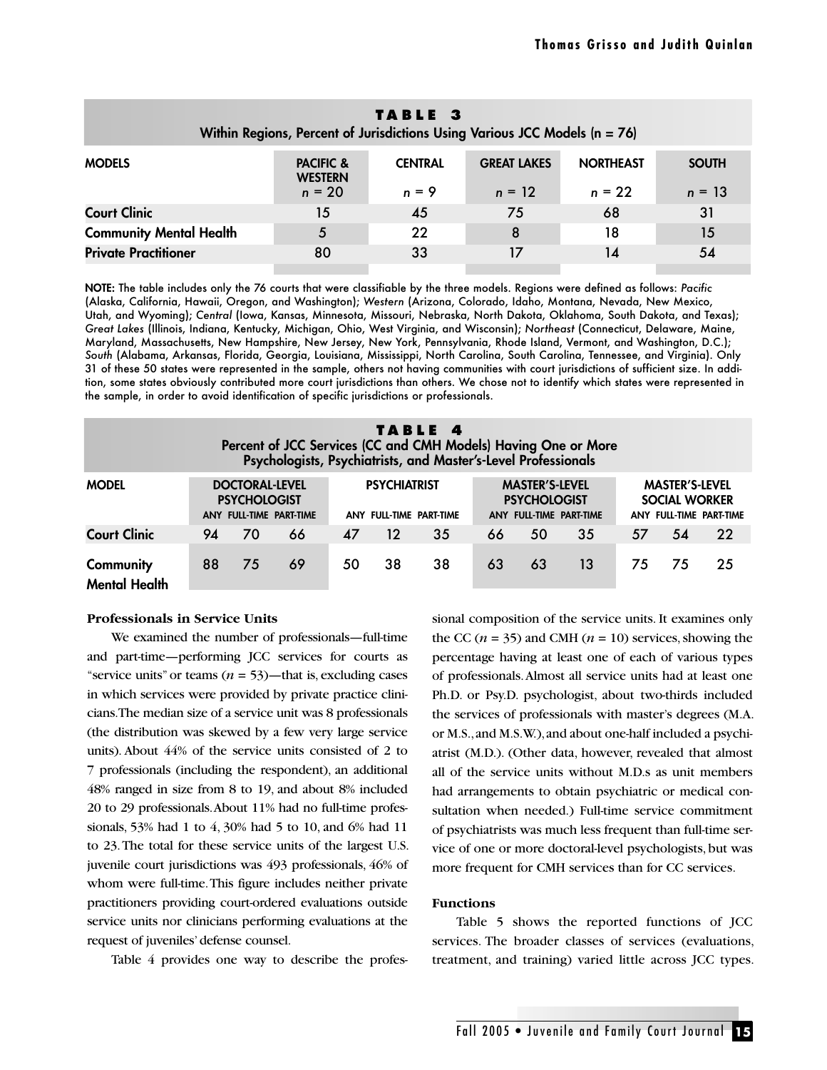**TABLE 3**
**Within Regions, Percent of Jurisdictions Using Various JCC Models (n = 76)**

| MODELS | PACIFIC & WESTERN | CENTRAL | GREAT LAKES | NORTHEAST | SOUTH |
|---|---|---|---|---|---|
| | *n* = 20 | *n* = 9 | *n* = 12 | *n* = 22 | *n* = 13 |
| **Court Clinic** | 15 | 45 | 75 | 68 | 31 |
| **Community Mental Health** | 5 | 22 | 8 | 18 | 15 |
| **Private Practitioner** | 80 | 33 | 17 | 14 | 54 |

**NOTE:** The table includes only the 76 courts that were classifiable by the three models. Regions were defined as follows: *Pacific* (Alaska, California, Hawaii, Oregon, and Washington); *Western* (Arizona, Colorado, Idaho, Montana, Nevada, New Mexico, Utah, and Wyoming); *Central* (Iowa, Kansas, Minnesota, Missouri, Nebraska, North Dakota, Oklahoma, South Dakota, and Texas); *Great Lakes* (Illinois, Indiana, Kentucky, Michigan, Ohio, West Virginia, and Wisconsin); *Northeast* (Connecticut, Delaware, Maine, Maryland, Massachusetts, New Hampshire, New Jersey, New York, Pennsylvania, Rhode Island, Vermont, and Washington, D.C.); *South* (Alabama, Arkansas, Florida, Georgia, Louisiana, Mississippi, North Carolina, South Carolina, Tennessee, and Virginia). Only 31 of these 50 states were represented in the sample, others not having communities with court jurisdictions of sufficient size. In addition, some states obviously contributed more court jurisdictions than others. We chose not to identify which states were represented in the sample, in order to avoid identification of specific jurisdictions or professionals.

**TABLE 4**
**Percent of JCC Services (CC and CMH Models) Having One or More Psychologists, Psychiatrists, and Master's-Level Professionals**

| MODEL | DOCTORAL-LEVEL PSYCHOLOGIST | | | PSYCHIATRIST | | | MASTER'S-LEVEL PSYCHOLOGIST | | | MASTER'S-LEVEL SOCIAL WORKER | | |
|---|---|---|---|---|---|---|---|---|---|---|---|---|
| | ANY | FULL-TIME | PART-TIME | ANY | FULL-TIME | PART-TIME | ANY | FULL-TIME | PART-TIME | ANY | FULL-TIME | PART-TIME |
| **Court Clinic** | 94 | 70 | 66 | 47 | 12 | 35 | 66 | 50 | 35 | 57 | 54 | 22 |
| **Community Mental Health** | 88 | 75 | 69 | 50 | 38 | 38 | 63 | 63 | 13 | 75 | 75 | 25 |

**Professionals in Service Units**

We examined the number of professionals—full-time and part-time—performing JCC services for courts as "service units" or teams ($n$ = 53)—that is, excluding cases in which services were provided by private practice clinicians. The median size of a service unit was 8 professionals (the distribution was skewed by a few very large service units). About 44% of the service units consisted of 2 to 7 professionals (including the respondent), an additional 48% ranged in size from 8 to 19, and about 8% included 20 to 29 professionals. About 11% had no full-time professionals, 53% had 1 to 4, 30% had 5 to 10, and 6% had 11 to 23. The total for these service units of the largest U.S. juvenile court jurisdictions was 493 professionals, 46% of whom were full-time. This figure includes neither private practitioners providing court-ordered evaluations outside service units nor clinicians performing evaluations at the request of juveniles' defense counsel.

Table 4 provides one way to describe the professional composition of the service units. It examines only the CC ($n$ = 35) and CMH ($n$ = 10) services, showing the percentage having at least one of each of various types of professionals. Almost all service units had at least one Ph.D. or Psy.D. psychologist, about two-thirds included the services of professionals with master's degrees (M.A. or M.S., and M.S.W.), and about one-half included a psychiatrist (M.D.). (Other data, however, revealed that almost all of the service units without M.D.s as unit members had arrangements to obtain psychiatric or medical consultation when needed.) Full-time service commitment of psychiatrists was much less frequent than full-time service of one or more doctoral-level psychologists, but was more frequent for CMH services than for CC services.

**Functions**

Table 5 shows the reported functions of JCC services. The broader classes of services (evaluations, treatment, and training) varied little across JCC types.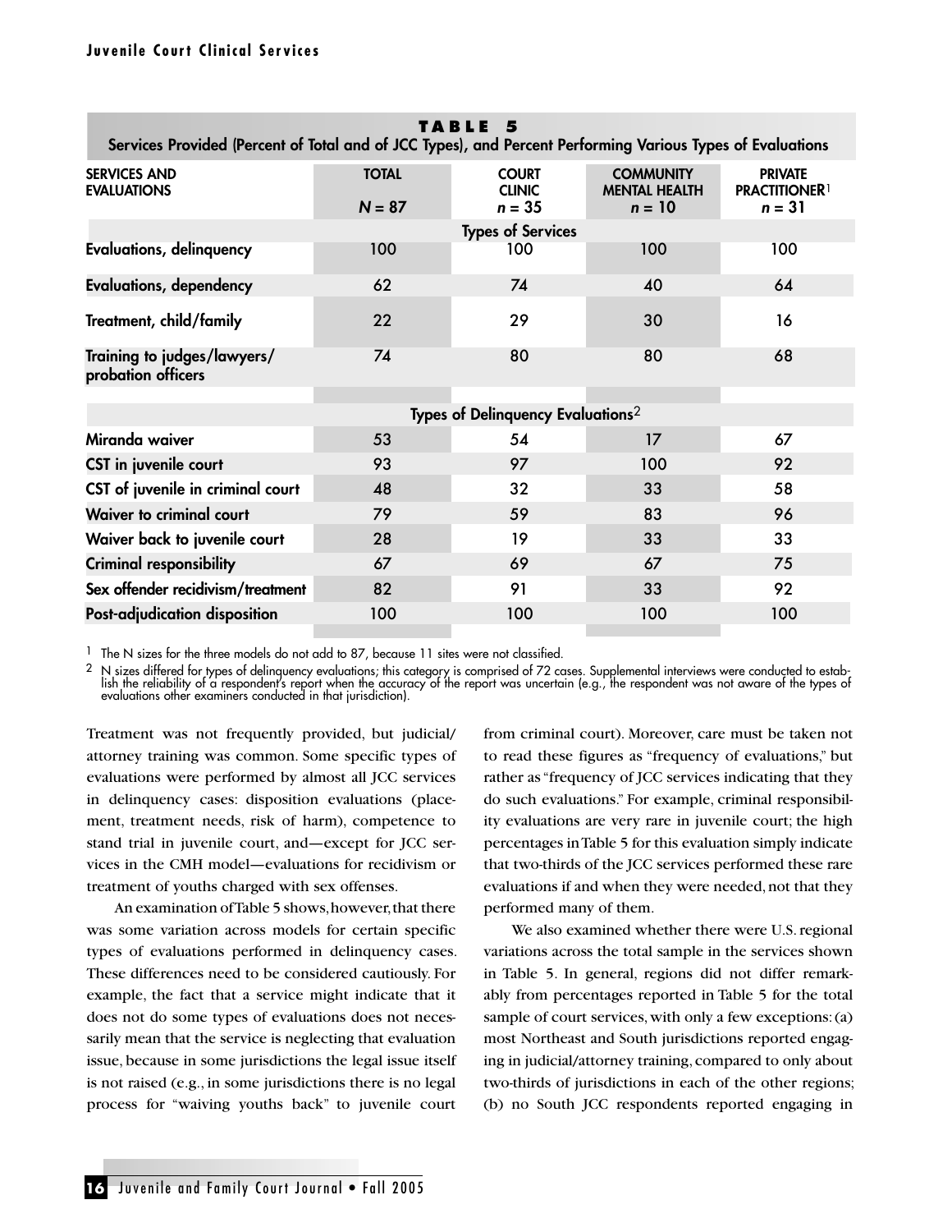**TABLE 5**
**Services Provided (Percent of Total and of JCC Types), and Percent Performing Various Types of Evaluations**

| SERVICES AND EVALUATIONS | TOTAL $N = 87$ | COURT CLINIC $n = 35$ | COMMUNITY MENTAL HEALTH $n = 10$ | PRIVATE PRACTITIONER[1] $n = 31$ |
|---|---|---|---|---|
| | | **Types of Services** | | |
| **Evaluations, delinquency** | 100 | 100 | 100 | 100 |
| **Evaluations, dependency** | 62 | 74 | 40 | 64 |
| **Treatment, child/family** | 22 | 29 | 30 | 16 |
| **Training to judges/lawyers/ probation officers** | 74 | 80 | 80 | 68 |
| | | **Types of Delinquency Evaluations**[2] | | |
| **Miranda waiver** | 53 | 54 | 17 | 67 |
| **CST in juvenile court** | 93 | 97 | 100 | 92 |
| **CST of juvenile in criminal court** | 48 | 32 | 33 | 58 |
| **Waiver to criminal court** | 79 | 59 | 83 | 96 |
| **Waiver back to juvenile court** | 28 | 19 | 33 | 33 |
| **Criminal responsibility** | 67 | 69 | 67 | 75 |
| **Sex offender recidivism/treatment** | 82 | 91 | 33 | 92 |
| **Post-adjudication disposition** | 100 | 100 | 100 | 100 |

[1] The N sizes for the three models do not add to 87, because 11 sites were not classified.

[2] N sizes differed for types of delinquency evaluations; this category is comprised of 72 cases. Supplemental interviews were conducted to establish the reliability of a respondent's report when the accuracy of the report was uncertain (e.g., the respondent was not aware of the types of evaluations other examiners conducted in that jurisdiction).

Treatment was not frequently provided, but judicial/attorney training was common. Some specific types of evaluations were performed by almost all JCC services in delinquency cases: disposition evaluations (placement, treatment needs, risk of harm), competence to stand trial in juvenile court, and—except for JCC services in the CMH model—evaluations for recidivism or treatment of youths charged with sex offenses.

An examination of Table 5 shows, however, that there was some variation across models for certain specific types of evaluations performed in delinquency cases. These differences need to be considered cautiously. For example, the fact that a service might indicate that it does not do some types of evaluations does not necessarily mean that the service is neglecting that evaluation issue, because in some jurisdictions the legal issue itself is not raised (e.g., in some jurisdictions there is no legal process for "waiving youths back" to juvenile court from criminal court). Moreover, care must be taken not to read these figures as "frequency of evaluations," but rather as "frequency of JCC services indicating that they do such evaluations." For example, criminal responsibility evaluations are very rare in juvenile court; the high percentages in Table 5 for this evaluation simply indicate that two-thirds of the JCC services performed these rare evaluations if and when they were needed, not that they performed many of them.

We also examined whether there were U.S. regional variations across the total sample in the services shown in Table 5. In general, regions did not differ remarkably from percentages reported in Table 5 for the total sample of court services, with only a few exceptions: (a) most Northeast and South jurisdictions reported engaging in judicial/attorney training, compared to only about two-thirds of jurisdictions in each of the other regions; (b) no South JCC respondents reported engaging in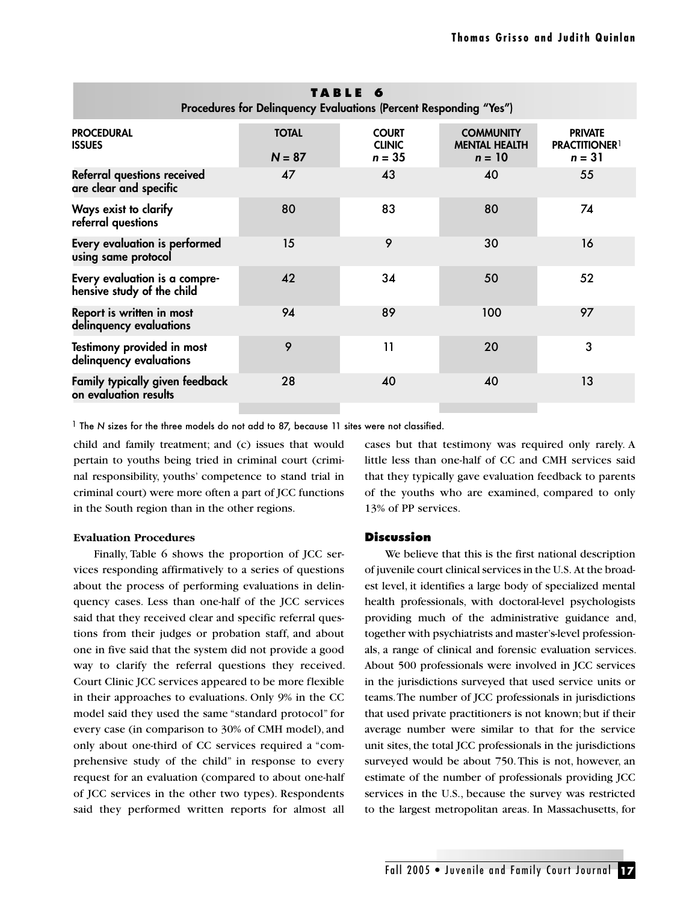**TABLE 6**
**Procedures for Delinquency Evaluations (Percent Responding "Yes")**

| PROCEDURAL ISSUES | TOTAL *N* = 87 | COURT CLINIC *n* = 35 | COMMUNITY MENTAL HEALTH *n* = 10 | PRIVATE PRACTITIONER[1] *n* = 31 |
|---|---|---|---|---|
| Referral questions received are clear and specific | 47 | 43 | 40 | 55 |
| Ways exist to clarify referral questions | 80 | 83 | 80 | 74 |
| Every evaluation is performed using same protocol | 15 | 9 | 30 | 16 |
| Every evaluation is a comprehensive study of the child | 42 | 34 | 50 | 52 |
| Report is written in most delinquency evaluations | 94 | 89 | 100 | 97 |
| Testimony provided in most delinquency evaluations | 9 | 11 | 20 | 3 |
| Family typically given feedback on evaluation results | 28 | 40 | 40 | 13 |

[1] The *N* sizes for the three models do not add to 87, because 11 sites were not classified.

child and family treatment; and (c) issues that would pertain to youths being tried in criminal court (criminal responsibility, youths' competence to stand trial in criminal court) were more often a part of JCC functions in the South region than in the other regions.

### Evaluation Procedures

Finally, Table 6 shows the proportion of JCC services responding affirmatively to a series of questions about the process of performing evaluations in delinquency cases. Less than one-half of the JCC services said that they received clear and specific referral questions from their judges or probation staff, and about one in five said that the system did not provide a good way to clarify the referral questions they received. Court Clinic JCC services appeared to be more flexible in their approaches to evaluations. Only 9% in the CC model said they used the same "standard protocol" for every case (in comparison to 30% of CMH model), and only about one-third of CC services required a "comprehensive study of the child" in response to every request for an evaluation (compared to about one-half of JCC services in the other two types). Respondents said they performed written reports for almost all cases but that testimony was required only rarely. A little less than one-half of CC and CMH services said that they typically gave evaluation feedback to parents of the youths who are examined, compared to only 13% of PP services.

## Discussion

We believe that this is the first national description of juvenile court clinical services in the U.S. At the broadest level, it identifies a large body of specialized mental health professionals, with doctoral-level psychologists providing much of the administrative guidance and, together with psychiatrists and master's-level professionals, a range of clinical and forensic evaluation services. About 500 professionals were involved in JCC services in the jurisdictions surveyed that used service units or teams. The number of JCC professionals in jurisdictions that used private practitioners is not known; but if their average number were similar to that for the service unit sites, the total JCC professionals in the jurisdictions surveyed would be about 750. This is not, however, an estimate of the number of professionals providing JCC services in the U.S., because the survey was restricted to the largest metropolitan areas. In Massachusetts, for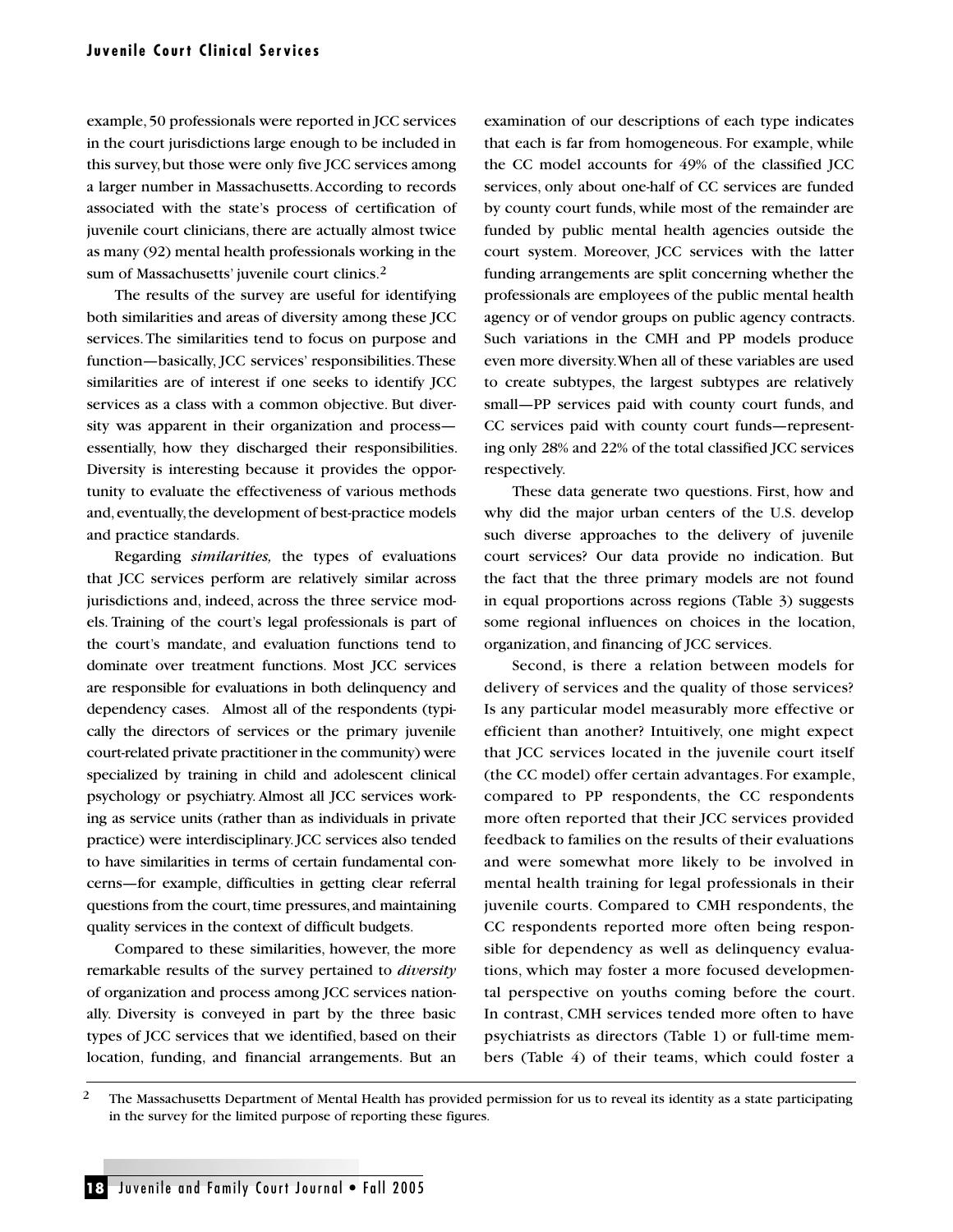example, 50 professionals were reported in JCC services in the court jurisdictions large enough to be included in this survey, but those were only five JCC services among a larger number in Massachusetts. According to records associated with the state's process of certification of juvenile court clinicians, there are actually almost twice as many (92) mental health professionals working in the sum of Massachusetts' juvenile court clinics.[2]

The results of the survey are useful for identifying both similarities and areas of diversity among these JCC services. The similarities tend to focus on purpose and function—basically, JCC services' responsibilities. These similarities are of interest if one seeks to identify JCC services as a class with a common objective. But diversity was apparent in their organization and process—essentially, how they discharged their responsibilities. Diversity is interesting because it provides the opportunity to evaluate the effectiveness of various methods and, eventually, the development of best-practice models and practice standards.

Regarding *similarities,* the types of evaluations that JCC services perform are relatively similar across jurisdictions and, indeed, across the three service models. Training of the court's legal professionals is part of the court's mandate, and evaluation functions tend to dominate over treatment functions. Most JCC services are responsible for evaluations in both delinquency and dependency cases. Almost all of the respondents (typically the directors of services or the primary juvenile court-related private practitioner in the community) were specialized by training in child and adolescent clinical psychology or psychiatry. Almost all JCC services working as service units (rather than as individuals in private practice) were interdisciplinary. JCC services also tended to have similarities in terms of certain fundamental concerns—for example, difficulties in getting clear referral questions from the court, time pressures, and maintaining quality services in the context of difficult budgets.

Compared to these similarities, however, the more remarkable results of the survey pertained to *diversity* of organization and process among JCC services nationally. Diversity is conveyed in part by the three basic types of JCC services that we identified, based on their location, funding, and financial arrangements. But an examination of our descriptions of each type indicates that each is far from homogeneous. For example, while the CC model accounts for 49% of the classified JCC services, only about one-half of CC services are funded by county court funds, while most of the remainder are funded by public mental health agencies outside the court system. Moreover, JCC services with the latter funding arrangements are split concerning whether the professionals are employees of the public mental health agency or of vendor groups on public agency contracts. Such variations in the CMH and PP models produce even more diversity. When all of these variables are used to create subtypes, the largest subtypes are relatively small—PP services paid with county court funds, and CC services paid with county court funds—representing only 28% and 22% of the total classified JCC services respectively.

These data generate two questions. First, how and why did the major urban centers of the U.S. develop such diverse approaches to the delivery of juvenile court services? Our data provide no indication. But the fact that the three primary models are not found in equal proportions across regions (Table 3) suggests some regional influences on choices in the location, organization, and financing of JCC services.

Second, is there a relation between models for delivery of services and the quality of those services? Is any particular model measurably more effective or efficient than another? Intuitively, one might expect that JCC services located in the juvenile court itself (the CC model) offer certain advantages. For example, compared to PP respondents, the CC respondents more often reported that their JCC services provided feedback to families on the results of their evaluations and were somewhat more likely to be involved in mental health training for legal professionals in their juvenile courts. Compared to CMH respondents, the CC respondents reported more often being responsible for dependency as well as delinquency evaluations, which may foster a more focused developmental perspective on youths coming before the court. In contrast, CMH services tended more often to have psychiatrists as directors (Table 1) or full-time members (Table 4) of their teams, which could foster a

---

[2] The Massachusetts Department of Mental Health has provided permission for us to reveal its identity as a state participating in the survey for the limited purpose of reporting these figures.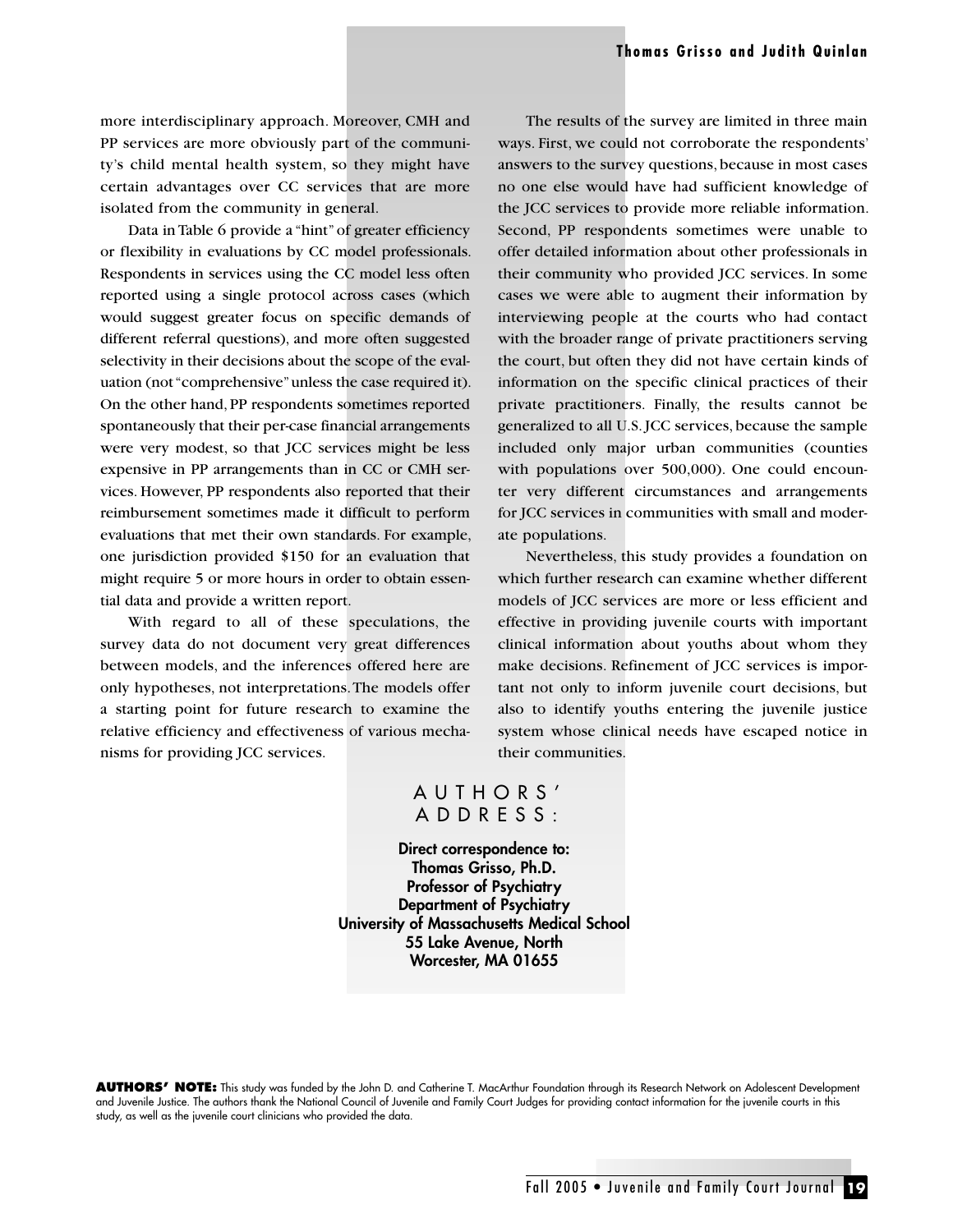more interdisciplinary approach. Moreover, CMH and PP services are more obviously part of the community's child mental health system, so they might have certain advantages over CC services that are more isolated from the community in general.

Data in Table 6 provide a "hint" of greater efficiency or flexibility in evaluations by CC model professionals. Respondents in services using the CC model less often reported using a single protocol across cases (which would suggest greater focus on specific demands of different referral questions), and more often suggested selectivity in their decisions about the scope of the evaluation (not "comprehensive" unless the case required it). On the other hand, PP respondents sometimes reported spontaneously that their per-case financial arrangements were very modest, so that JCC services might be less expensive in PP arrangements than in CC or CMH services. However, PP respondents also reported that their reimbursement sometimes made it difficult to perform evaluations that met their own standards. For example, one jurisdiction provided $150 for an evaluation that might require 5 or more hours in order to obtain essential data and provide a written report.

With regard to all of these speculations, the survey data do not document very great differences between models, and the inferences offered here are only hypotheses, not interpretations. The models offer a starting point for future research to examine the relative efficiency and effectiveness of various mechanisms for providing JCC services.

The results of the survey are limited in three main ways. First, we could not corroborate the respondents' answers to the survey questions, because in most cases no one else would have had sufficient knowledge of the JCC services to provide more reliable information. Second, PP respondents sometimes were unable to offer detailed information about other professionals in their community who provided JCC services. In some cases we were able to augment their information by interviewing people at the courts who had contact with the broader range of private practitioners serving the court, but often they did not have certain kinds of information on the specific clinical practices of their private practitioners. Finally, the results cannot be generalized to all U.S. JCC services, because the sample included only major urban communities (counties with populations over 500,000). One could encounter very different circumstances and arrangements for JCC services in communities with small and moderate populations.

Nevertheless, this study provides a foundation on which further research can examine whether different models of JCC services are more or less efficient and effective in providing juvenile courts with important clinical information about youths about whom they make decisions. Refinement of JCC services is important not only to inform juvenile court decisions, but also to identify youths entering the juvenile justice system whose clinical needs have escaped notice in their communities.

## AUTHORS' ADDRESS:

**Direct correspondence to:**
**Thomas Grisso, Ph.D.**
**Professor of Psychiatry**
**Department of Psychiatry**
**University of Massachusetts Medical School**
**55 Lake Avenue, North**
**Worcester, MA 01655**

**AUTHORS' NOTE:** This study was funded by the John D. and Catherine T. MacArthur Foundation through its Research Network on Adolescent Development and Juvenile Justice. The authors thank the National Council of Juvenile and Family Court Judges for providing contact information for the juvenile courts in this study, as well as the juvenile court clinicians who provided the data.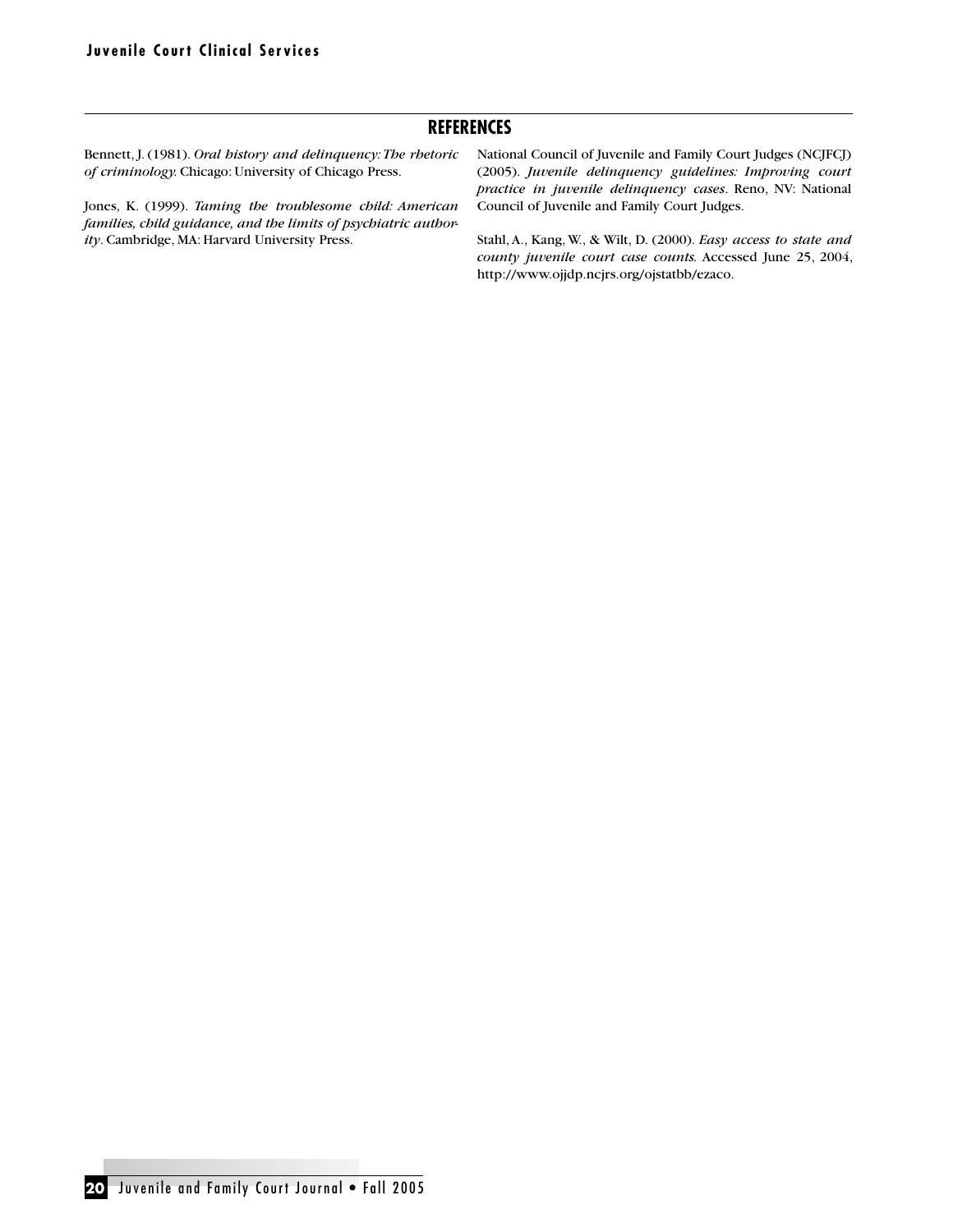## REFERENCES

Bennett, J. (1981). *Oral history and delinquency: The rhetoric of criminology.* Chicago: University of Chicago Press.

Jones, K. (1999). *Taming the troublesome child: American families, child guidance, and the limits of psychiatric authority*. Cambridge, MA: Harvard University Press.

National Council of Juvenile and Family Court Judges (NCJFCJ) (2005). *Juvenile delinquency guidelines: Improving court practice in juvenile delinquency cases*. Reno, NV: National Council of Juvenile and Family Court Judges.

Stahl, A., Kang, W., & Wilt, D. (2000). *Easy access to state and county juvenile court case counts.* Accessed June 25, 2004, http://www.ojjdp.ncjrs.org/ojstatbb/ezaco.